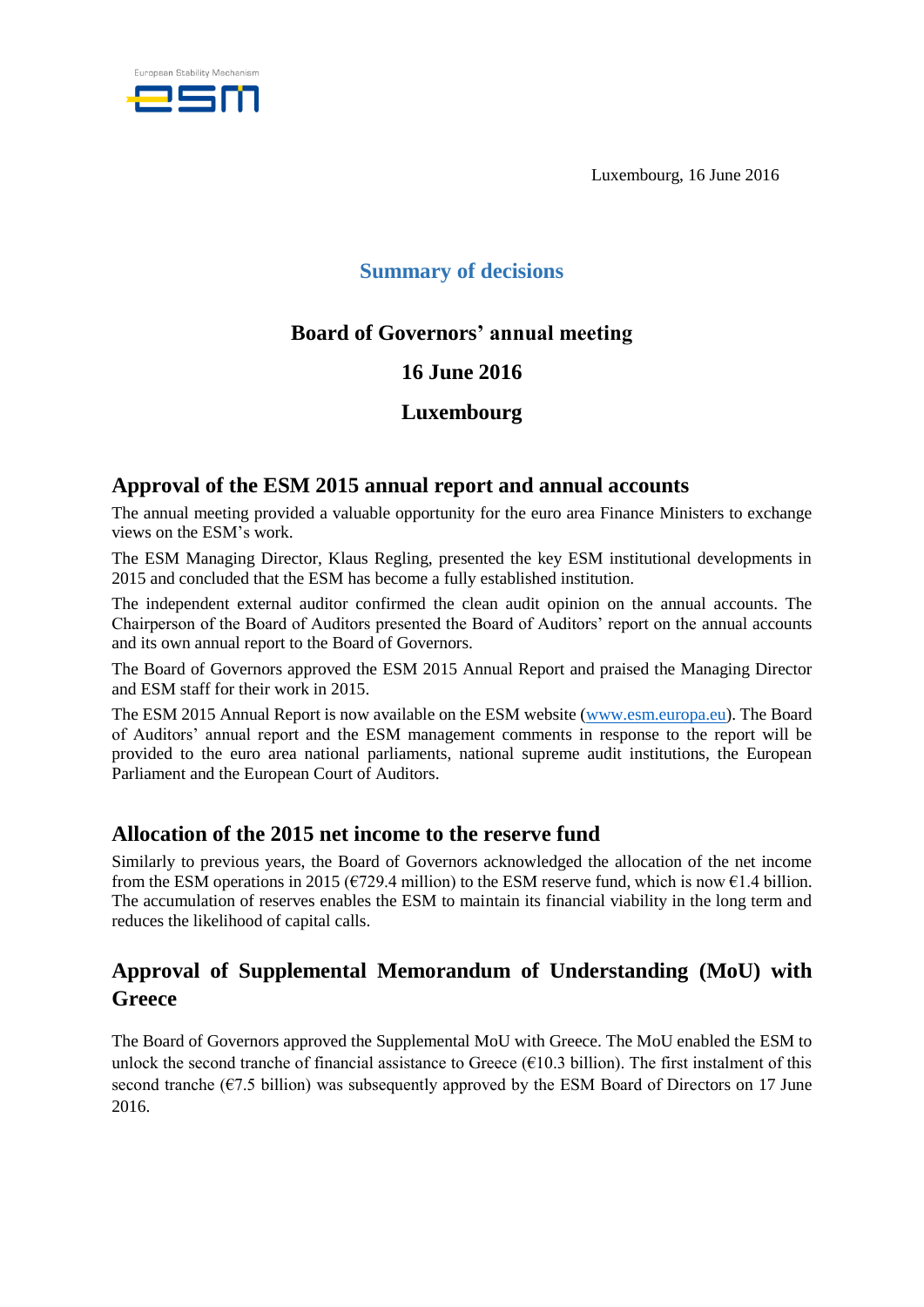Luxembourg, 16 June 2016

# Summary of decisions

## Board of Governors' annual meeting

## 16 June 2016

## Luxembourg

### Approval of the ESM 2015 annual report and annual accounts

The annual meeting provided a valuable opportunity for the euro area Finance Ministers to exchange views on the ESM's work.

The ESM Managing Director, Klaus Regling, presented the key ESM institutional developments in 2015 and concluded that the ESM has become a fully established institution.

The independent external auditor confirmed the clean audit opinion on the annual accounts. The Chairperson of the Board of Auditors presented the Board of Auditors' report on the annual accounts and its own annual report to the Board of Governors.

The Board of Governors approved the ESM 2015 Annual Report and praised the Managing Director and ESM staff for their work in 2015.

The ESM 2015 Annual Report is now available on the ESM website (www.esm.europa.eu). The Board of Auditors' annual report and the ESM management comments in response to the report will be provided to the euro area national parliaments, national supreme audit institutions, the European Parliament and the European Court of Auditors.

### Allocation of the 2015 net income to the reserve fund

Similarly to previous years, the Board of Governors acknowledged the allocation of the net income from the ESM operations in 2015 (€729.4 million) to the ESM reserve fund, which is now €1.4 billion. The accumulation of reserves enables the ESM to maintain its financial viability in the long term and reduces the likelihood of capital calls.

### Approval of Supplemental Memorandum of Understanding (MoU) with Greece

The Board of Governors approved the Supplemental MoU with Greece. The MoU enabled the ESM to unlock the second tranche of financial assistance to Greece (€10.3 billion). The first instalment of this second tranche (€7.5 billion) was subsequently approved by the ESM Board of Directors on 17 June 2016.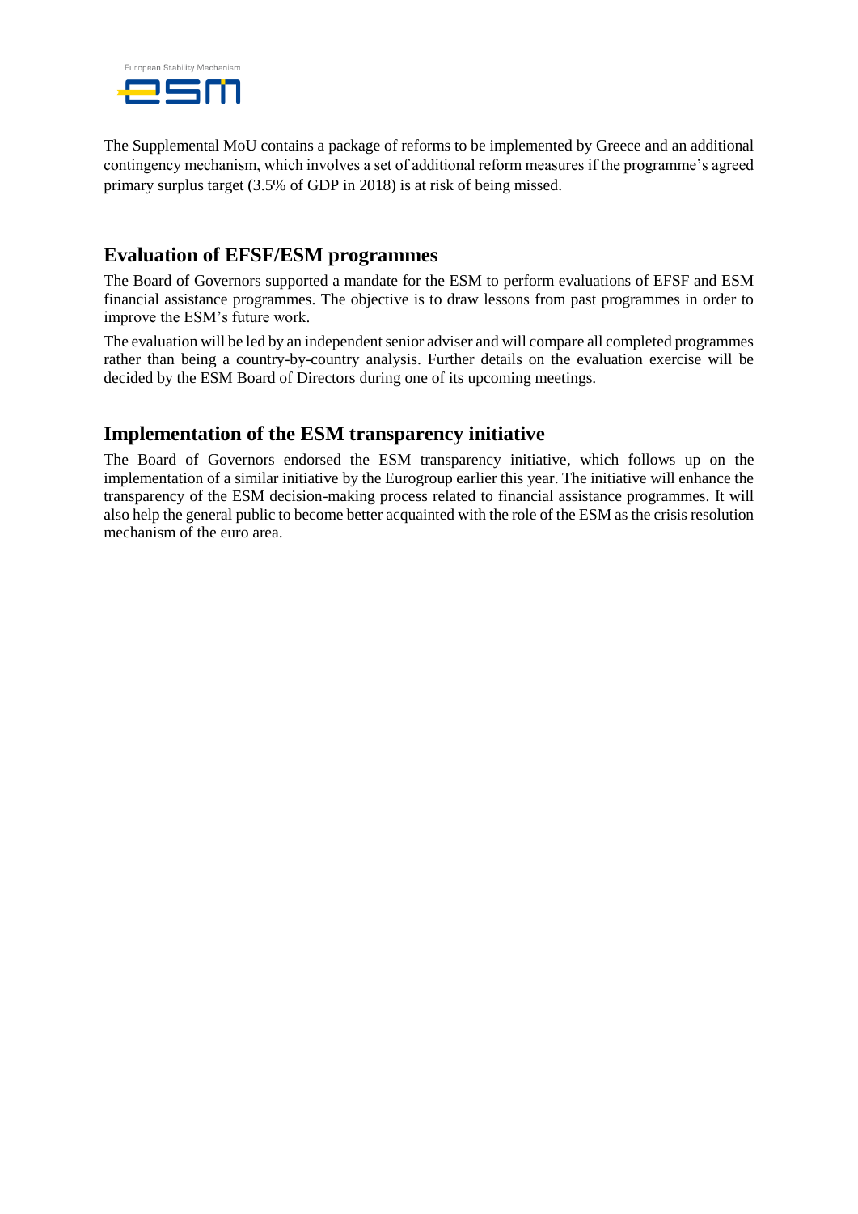The Supplemental MoU contains a package of reforms to be implemented by Greece and an additional contingency mechanism, which involves a set of additional reform measures if the programme's agreed primary surplus target (3.5% of GDP in 2018) is at risk of being missed.

## Evaluation of EFSF/ESM programmes

The Board of Governors supported a mandate for the ESM to perform evaluations of EFSF and ESM financial assistance programmes. The objective is to draw lessons from past programmes in order to improve the ESM's future work.

The evaluation will be led by an independent senior adviser and will compare all completed programmes rather than being a country-by-country analysis. Further details on the evaluation exercise will be decided by the ESM Board of Directors during one of its upcoming meetings.

## Implementation of the ESM transparency initiative

The Board of Governors endorsed the ESM transparency initiative, which follows up on the implementation of a similar initiative by the Eurogroup earlier this year. The initiative will enhance the transparency of the ESM decision-making process related to financial assistance programmes. It will also help the general public to become better acquainted with the role of the ESM as the crisis resolution mechanism of the euro area.